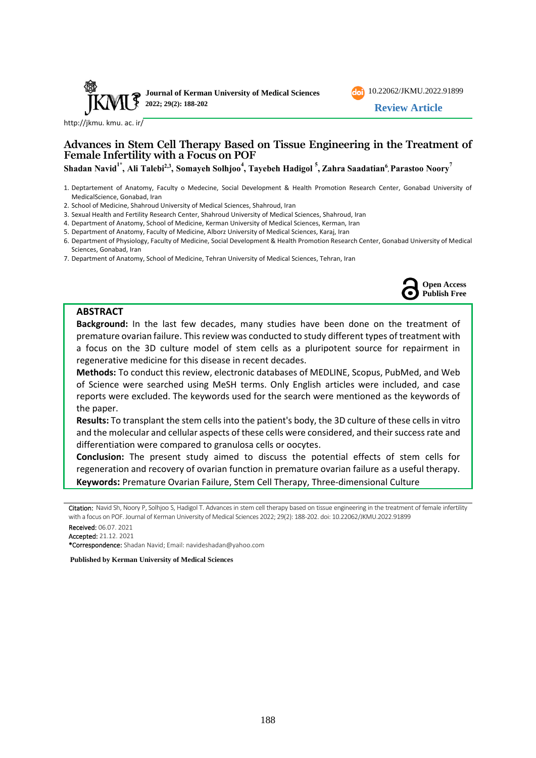Journal of Kerman University of Medical Sciences
2022; 29(2): 188-202

10.22062/JKMU.2022.91899

**Review Article**

http://jkmu. kmu. ac. ir/

# Advances in Stem Cell Therapy Based on Tissue Engineering in the Treatment of Female Infertility with a Focus on POF

**Shadan Navid[1*], Ali Talebi[2,3], Somayeh Solhjoo[4], Tayebeh Hadigol [5], Zahra Saadatian[6], Parastoo Noory[7]**

1. Deptartement of Anatomy, Faculty o Medecine, Social Development & Health Promotion Research Center, Gonabad University of MedicalScience, Gonabad, Iran
2. School of Medicine, Shahroud University of Medical Sciences, Shahroud, Iran
3. Sexual Health and Fertility Research Center, Shahroud University of Medical Sciences, Shahroud, Iran
4. Department of Anatomy, School of Medicine, Kerman University of Medical Sciences, Kerman, Iran
5. Department of Anatomy, Faculty of Medicine, Alborz University of Medical Sciences, Karaj, Iran
6. Department of Physiology, Faculty of Medicine, Social Development & Health Promotion Research Center, Gonabad University of Medical Sciences, Gonabad, Iran
7. Department of Anatomy, School of Medicine, Tehran University of Medical Sciences, Tehran, Iran

Open Access
Publish Free

## ABSTRACT

**Background:** In the last few decades, many studies have been done on the treatment of premature ovarian failure. This review was conducted to study different types of treatment with a focus on the 3D culture model of stem cells as a pluripotent source for repairment in regenerative medicine for this disease in recent decades.

**Methods:** To conduct this review, electronic databases of MEDLINE, Scopus, PubMed, and Web of Science were searched using MeSH terms. Only English articles were included, and case reports were excluded. The keywords used for the search were mentioned as the keywords of the paper.

**Results:** To transplant the stem cells into the patient's body, the 3D culture of these cells in vitro and the molecular and cellular aspects of these cells were considered, and their success rate and differentiation were compared to granulosa cells or oocytes.

**Conclusion:** The present study aimed to discuss the potential effects of stem cells for regeneration and recovery of ovarian function in premature ovarian failure as a useful therapy.

**Keywords:** Premature Ovarian Failure, Stem Cell Therapy, Three-dimensional Culture

Citation: Navid Sh, Noory P, Solhjoo S, Hadigol T. Advances in stem cell therapy based on tissue engineering in the treatment of female infertility with a focus on POF. Journal of Kerman University of Medical Sciences 2022; 29(2): 188-202. doi: 10.22062/JKMU.2022.91899

Received: 06.07. 2021

Accepted: 21.12. 2021

*Correspondence: Shadan Navid; Email: navideshadan@yahoo.com

**Published by Kerman University of Medical Sciences**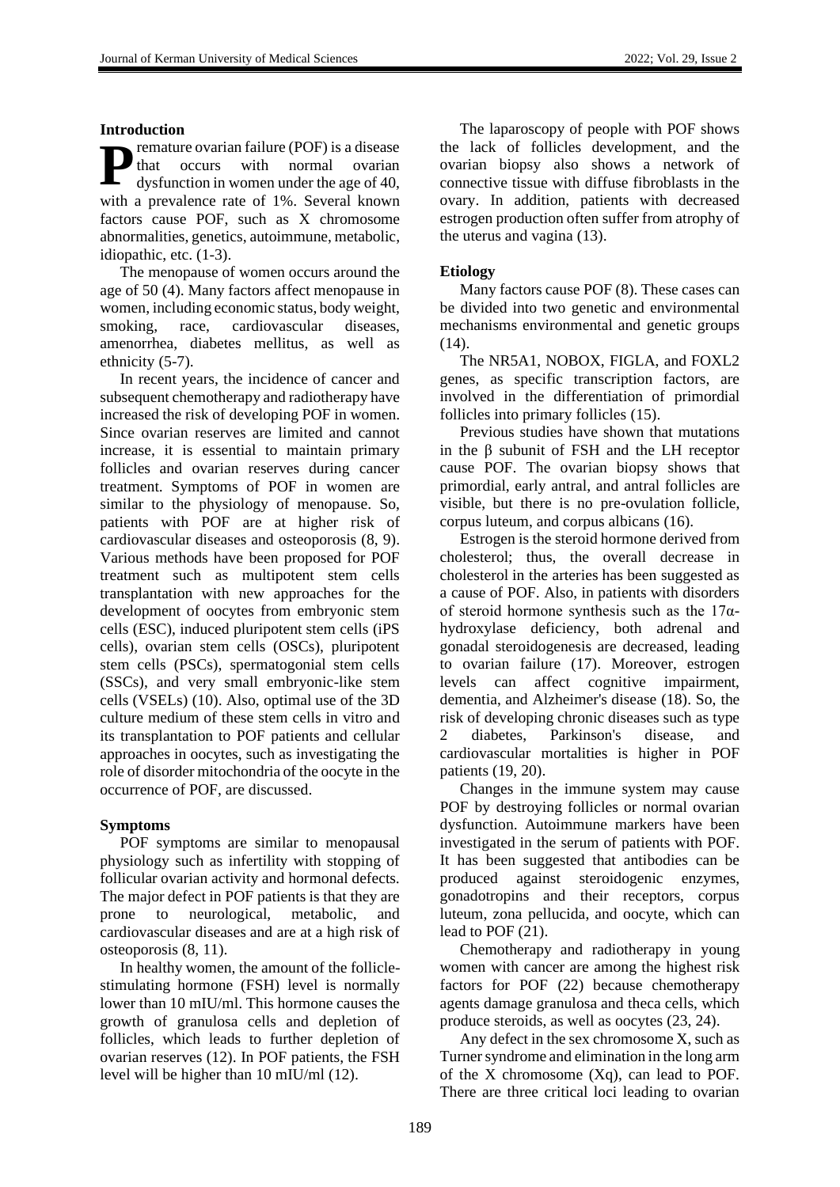## Introduction

Premature ovarian failure (POF) is a disease that occurs with normal ovarian dysfunction in women under the age of 40, with a prevalence rate of 1%. Several known factors cause POF, such as X chromosome abnormalities, genetics, autoimmune, metabolic, idiopathic, etc. (1-3).

The menopause of women occurs around the age of 50 (4). Many factors affect menopause in women, including economic status, body weight, smoking, race, cardiovascular diseases, amenorrhea, diabetes mellitus, as well as ethnicity (5-7).

In recent years, the incidence of cancer and subsequent chemotherapy and radiotherapy have increased the risk of developing POF in women. Since ovarian reserves are limited and cannot increase, it is essential to maintain primary follicles and ovarian reserves during cancer treatment. Symptoms of POF in women are similar to the physiology of menopause. So, patients with POF are at higher risk of cardiovascular diseases and osteoporosis (8, 9). Various methods have been proposed for POF treatment such as multipotent stem cells transplantation with new approaches for the development of oocytes from embryonic stem cells (ESC), induced pluripotent stem cells (iPS cells), ovarian stem cells (OSCs), pluripotent stem cells (PSCs), spermatogonial stem cells (SSCs), and very small embryonic-like stem cells (VSELs) (10). Also, optimal use of the 3D culture medium of these stem cells in vitro and its transplantation to POF patients and cellular approaches in oocytes, such as investigating the role of disorder mitochondria of the oocyte in the occurrence of POF, are discussed.

## Symptoms

POF symptoms are similar to menopausal physiology such as infertility with stopping of follicular ovarian activity and hormonal defects. The major defect in POF patients is that they are prone to neurological, metabolic, and cardiovascular diseases and are at a high risk of osteoporosis (8, 11).

In healthy women, the amount of the follicle-stimulating hormone (FSH) level is normally lower than 10 mIU/ml. This hormone causes the growth of granulosa cells and depletion of follicles, which leads to further depletion of ovarian reserves (12). In POF patients, the FSH level will be higher than 10 mIU/ml (12).

The laparoscopy of people with POF shows the lack of follicles development, and the ovarian biopsy also shows a network of connective tissue with diffuse fibroblasts in the ovary. In addition, patients with decreased estrogen production often suffer from atrophy of the uterus and vagina (13).

## Etiology

Many factors cause POF (8). These cases can be divided into two genetic and environmental mechanisms environmental and genetic groups (14).

The NR5A1, NOBOX, FIGLA, and FOXL2 genes, as specific transcription factors, are involved in the differentiation of primordial follicles into primary follicles (15).

Previous studies have shown that mutations in the β subunit of FSH and the LH receptor cause POF. The ovarian biopsy shows that primordial, early antral, and antral follicles are visible, but there is no pre-ovulation follicle, corpus luteum, and corpus albicans (16).

Estrogen is the steroid hormone derived from cholesterol; thus, the overall decrease in cholesterol in the arteries has been suggested as a cause of POF. Also, in patients with disorders of steroid hormone synthesis such as the 17α-hydroxylase deficiency, both adrenal and gonadal steroidogenesis are decreased, leading to ovarian failure (17). Moreover, estrogen levels can affect cognitive impairment, dementia, and Alzheimer's disease (18). So, the risk of developing chronic diseases such as type 2 diabetes, Parkinson's disease, and cardiovascular mortalities is higher in POF patients (19, 20).

Changes in the immune system may cause POF by destroying follicles or normal ovarian dysfunction. Autoimmune markers have been investigated in the serum of patients with POF. It has been suggested that antibodies can be produced against steroidogenic enzymes, gonadotropins and their receptors, corpus luteum, zona pellucida, and oocyte, which can lead to POF (21).

Chemotherapy and radiotherapy in young women with cancer are among the highest risk factors for POF (22) because chemotherapy agents damage granulosa and theca cells, which produce steroids, as well as oocytes (23, 24).

Any defect in the sex chromosome X, such as Turner syndrome and elimination in the long arm of the X chromosome (Xq), can lead to POF. There are three critical loci leading to ovarian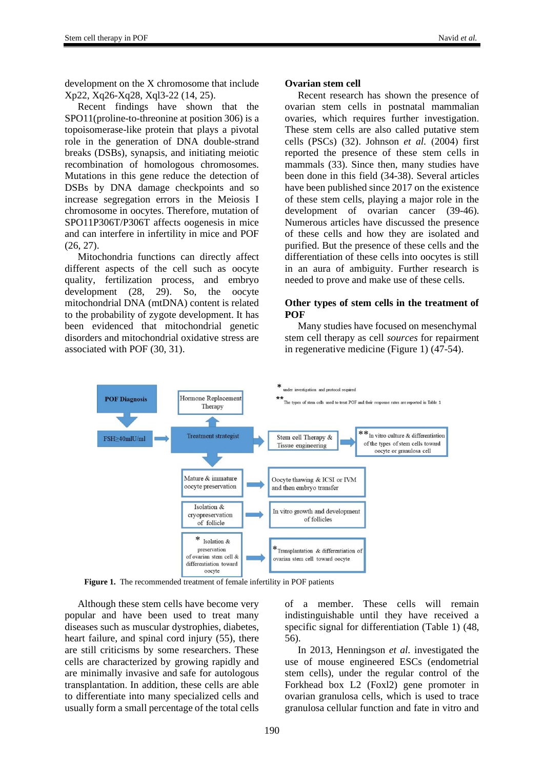development on the X chromosome that include Xp22, Xq26-Xq28, Xql3-22 (14, 25).

Recent findings have shown that the SPO11(proline-to-threonine at position 306) is a topoisomerase-like protein that plays a pivotal role in the generation of DNA double-strand breaks (DSBs), synapsis, and initiating meiotic recombination of homologous chromosomes. Mutations in this gene reduce the detection of DSBs by DNA damage checkpoints and so increase segregation errors in the Meiosis I chromosome in oocytes. Therefore, mutation of SPO11P306T/P306T affects oogenesis in mice and can interfere in infertility in mice and POF (26, 27).

Mitochondria functions can directly affect different aspects of the cell such as oocyte quality, fertilization process, and embryo development (28, 29). So, the oocyte mitochondrial DNA (mtDNA) content is related to the probability of zygote development. It has been evidenced that mitochondrial genetic disorders and mitochondrial oxidative stress are associated with POF (30, 31).

### Ovarian stem cell

Recent research has shown the presence of ovarian stem cells in postnatal mammalian ovaries, which requires further investigation. These stem cells are also called putative stem cells (PSCs) (32). Johnson *et al.* (2004) first reported the presence of these stem cells in mammals (33). Since then, many studies have been done in this field (34-38). Several articles have been published since 2017 on the existence of these stem cells, playing a major role in the development of ovarian cancer (39-46). Numerous articles have discussed the presence of these cells and how they are isolated and purified. But the presence of these cells and the differentiation of these cells into oocytes is still in an aura of ambiguity. Further research is needed to prove and make use of these cells.

### Other types of stem cells in the treatment of POF

Many studies have focused on mesenchymal stem cell therapy as cell *sources* for repairment in regenerative medicine (Figure 1) (47-54).

**Figure 1.** The recommended treatment of female infertility in POF patients

Although these stem cells have become very popular and have been used to treat many diseases such as muscular dystrophies, diabetes, heart failure, and spinal cord injury (55), there are still criticisms by some researchers. These cells are characterized by growing rapidly and are minimally invasive and safe for autologous transplantation. In addition, these cells are able to differentiate into many specialized cells and usually form a small percentage of the total cells of a member. These cells will remain indistinguishable until they have received a specific signal for differentiation (Table 1) (48, 56).

In 2013, Henningson *et al.* investigated the use of mouse engineered ESCs (endometrial stem cells), under the regular control of the Forkhead box L2 (Foxl2) gene promoter in ovarian granulosa cells, which is used to trace granulosa cellular function and fate in vitro and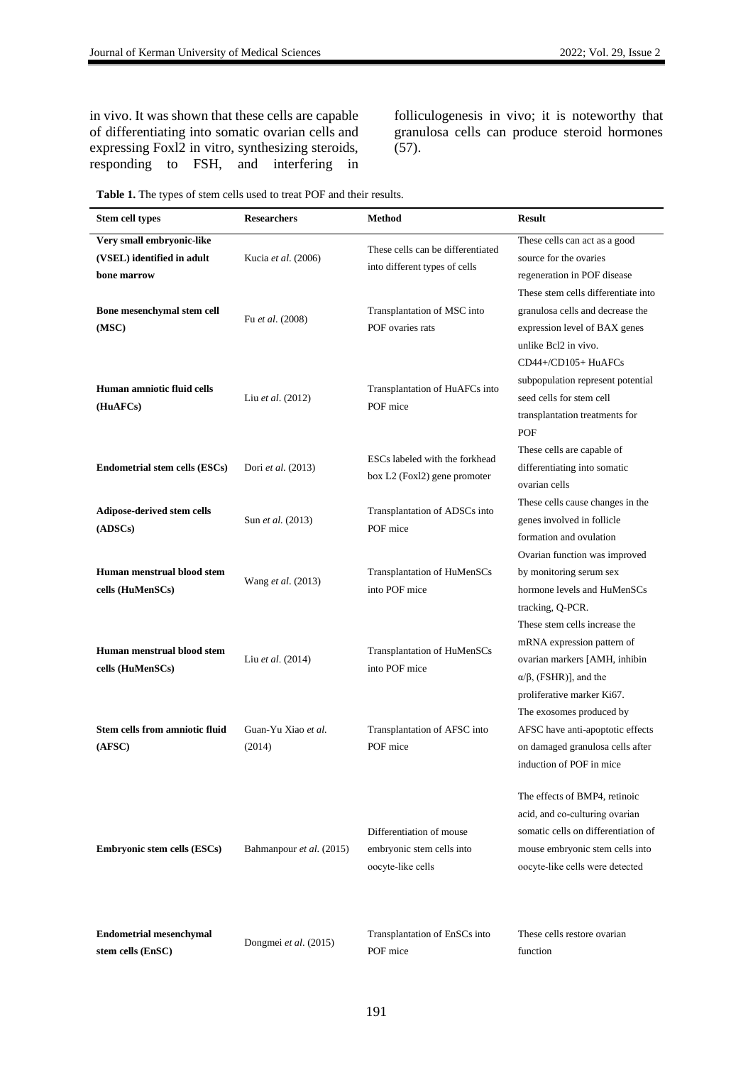in vivo. It was shown that these cells are capable of differentiating into somatic ovarian cells and expressing Foxl2 in vitro, synthesizing steroids, responding to FSH, and interfering in folliculogenesis in vivo; it is noteworthy that granulosa cells can produce steroid hormones (57).

**Table 1.** The types of stem cells used to treat POF and their results.

| Stem cell types | Researchers | Method | Result |
|---|---|---|---|
| **Very small embryonic-like (VSEL) identified in adult bone marrow** | Kucia *et al.* (2006) | These cells can be differentiated into different types of cells | These cells can act as a good source for the ovaries regeneration in POF disease |
| **Bone mesenchymal stem cell (MSC)** | Fu *et al.* (2008) | Transplantation of MSC into POF ovaries rats | These stem cells differentiate into granulosa cells and decrease the expression level of BAX genes unlike Bcl2 in vivo. |
| **Human amniotic fluid cells (HuAFCs)** | Liu *et al.* (2012) | Transplantation of HuAFCs into POF mice | CD44+/CD105+ HuAFCs subpopulation represent potential seed cells for stem cell transplantation treatments for POF |
| **Endometrial stem cells (ESCs)** | Dori *et al.* (2013) | ESCs labeled with the forkhead box L2 (Foxl2) gene promoter | These cells are capable of differentiating into somatic ovarian cells |
| **Adipose-derived stem cells (ADSCs)** | Sun *et al.* (2013) | Transplantation of ADSCs into POF mice | These cells cause changes in the genes involved in follicle formation and ovulation |
| **Human menstrual blood stem cells (HuMenSCs)** | Wang *et al.* (2013) | Transplantation of HuMenSCs into POF mice | Ovarian function was improved by monitoring serum sex hormone levels and HuMenSCs tracking, Q-PCR. |
| **Human menstrual blood stem cells (HuMenSCs)** | Liu *et al.* (2014) | Transplantation of HuMenSCs into POF mice | These stem cells increase the mRNA expression pattern of ovarian markers [AMH, inhibin α/β, (FSHR)], and the proliferative marker Ki67. |
| **Stem cells from amniotic fluid (AFSC)** | Guan-Yu Xiao *et al.* (2014) | Transplantation of AFSC into POF mice | The exosomes produced by AFSC have anti-apoptotic effects on damaged granulosa cells after induction of POF in mice |
| **Embryonic stem cells (ESCs)** | Bahmanpour *et al.* (2015) | Differentiation of mouse embryonic stem cells into oocyte-like cells | The effects of BMP4, retinoic acid, and co-culturing ovarian somatic cells on differentiation of mouse embryonic stem cells into oocyte-like cells were detected |
| **Endometrial mesenchymal stem cells (EnSC)** | Dongmei *et al.* (2015) | Transplantation of EnSCs into POF mice | These cells restore ovarian function |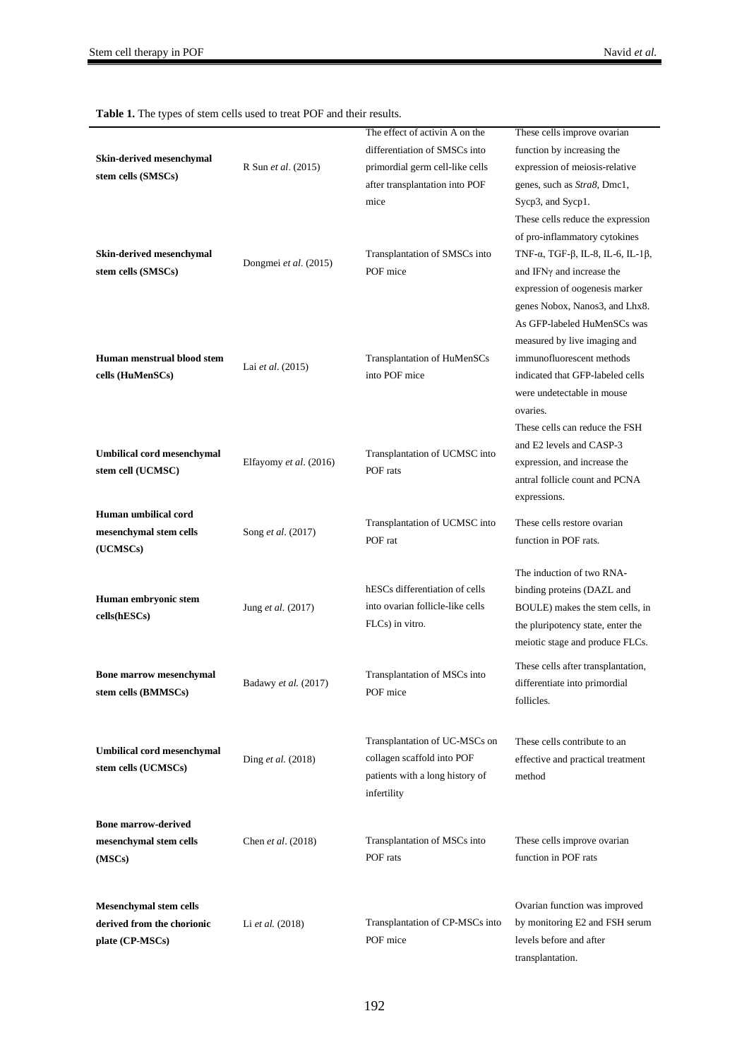**Table 1.** The types of stem cells used to treat POF and their results.

| | | | |
|---|---|---|---|
| **Skin-derived mesenchymal stem cells (SMSCs)** | R Sun *et al*. (2015) | The effect of activin A on the differentiation of SMSCs into primordial germ cell-like cells after transplantation into POF mice | These cells improve ovarian function by increasing the expression of meiosis-relative genes, such as *Stra8*, Dmc1, Sycp3, and Sycp1. |
| **Skin-derived mesenchymal stem cells (SMSCs)** | Dongmei *et al*. (2015) | Transplantation of SMSCs into POF mice | These cells reduce the expression of pro-inflammatory cytokines TNF-α, TGF-β, IL-8, IL-6, IL-1β, and IFNγ and increase the expression of oogenesis marker genes Nobox, Nanos3, and Lhx8. |
| **Human menstrual blood stem cells (HuMenSCs)** | Lai *et al*. (2015) | Transplantation of HuMenSCs into POF mice | As GFP-labeled HuMenSCs was measured by live imaging and immunofluorescent methods indicated that GFP-labeled cells were undetectable in mouse ovaries. |
| **Umbilical cord mesenchymal stem cell (UCMSC)** | Elfayomy *et al*. (2016) | Transplantation of UCMSC into POF rats | These cells can reduce the FSH and E2 levels and CASP-3 expression, and increase the antral follicle count and PCNA expressions. |
| **Human umbilical cord mesenchymal stem cells (UCMSCs)** | Song *et al*. (2017) | Transplantation of UCMSC into POF rat | These cells restore ovarian function in POF rats. |
| **Human embryonic stem cells(hESCs)** | Jung *et al*. (2017) | hESCs differentiation of cells into ovarian follicle-like cells FLCs) in vitro. | The induction of two RNA-binding proteins (DAZL and BOULE) makes the stem cells, in the pluripotency state, enter the meiotic stage and produce FLCs. |
| **Bone marrow mesenchymal stem cells (BMMSCs)** | Badawy *et al.* (2017) | Transplantation of MSCs into POF mice | These cells after transplantation, differentiate into primordial follicles. |
| **Umbilical cord mesenchymal stem cells (UCMSCs)** | Ding *et al.* (2018) | Transplantation of UC-MSCs on collagen scaffold into POF patients with a long history of infertility | These cells contribute to an effective and practical treatment method |
| **Bone marrow-derived mesenchymal stem cells (MSCs)** | Chen *et al*. (2018) | Transplantation of MSCs into POF rats | These cells improve ovarian function in POF rats |
| **Mesenchymal stem cells derived from the chorionic plate (CP-MSCs)** | Li *et al.* (2018) | Transplantation of CP-MSCs into POF mice | Ovarian function was improved by monitoring E2 and FSH serum levels before and after transplantation. |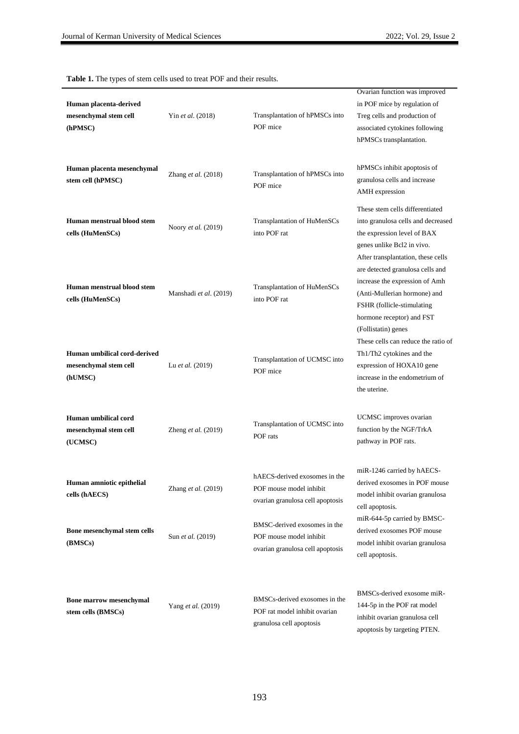**Table 1.** The types of stem cells used to treat POF and their results.

| | | | |
|---|---|---|---|
| **Human placenta-derived mesenchymal stem cell (hPMSC)** | Yin *et al.* (2018) | Transplantation of hPMSCs into POF mice | Ovarian function was improved in POF mice by regulation of Treg cells and production of associated cytokines following hPMSCs transplantation. |
| **Human placenta mesenchymal stem cell (hPMSC)** | Zhang *et al.* (2018) | Transplantation of hPMSCs into POF mice | hPMSCs inhibit apoptosis of granulosa cells and increase AMH expression |
| **Human menstrual blood stem cells (HuMenSCs)** | Noory *et al.* (2019) | Transplantation of HuMenSCs into POF rat | These stem cells differentiated into granulosa cells and decreased the expression level of BAX genes unlike Bcl2 in vivo. |
| **Human menstrual blood stem cells (HuMenSCs)** | Manshadi *et al*. (2019) | Transplantation of HuMenSCs into POF rat | After transplantation, these cells are detected granulosa cells and increase the expression of Amh (Anti-Mullerian hormone) and FSHR (follicle-stimulating hormone receptor) and FST (Follistatin) genes |
| **Human umbilical cord-derived mesenchymal stem cell (hUMSC)** | Lu *et al.* (2019) | Transplantation of UCMSC into POF mice | These cells can reduce the ratio of Th1/Th2 cytokines and the expression of HOXA10 gene increase in the endometrium of the uterine. |
| **Human umbilical cord mesenchymal stem cell (UCMSC)** | Zheng *et al.* (2019) | Transplantation of UCMSC into POF rats | UCMSC improves ovarian function by the NGF/TrkA pathway in POF rats. |
| **Human amniotic epithelial cells (hAECS)** | Zhang *et al.* (2019) | hAECS-derived exosomes in the POF mouse model inhibit ovarian granulosa cell apoptosis | miR-1246 carried by hAECS-derived exosomes in POF mouse model inhibit ovarian granulosa cell apoptosis. |
| **Bone mesenchymal stem cells (BMSCs)** | Sun *et al.* (2019) | BMSC-derived exosomes in the POF mouse model inhibit ovarian granulosa cell apoptosis | miR-644-5p carried by BMSC-derived exosomes POF mouse model inhibit ovarian granulosa cell apoptosis. |
| **Bone marrow mesenchymal stem cells (BMSCs)** | Yang *et al.* (2019) | BMSCs-derived exosomes in the POF rat model inhibit ovarian granulosa cell apoptosis | BMSCs-derived exosome miR-144-5p in the POF rat model inhibit ovarian granulosa cell apoptosis by targeting PTEN. |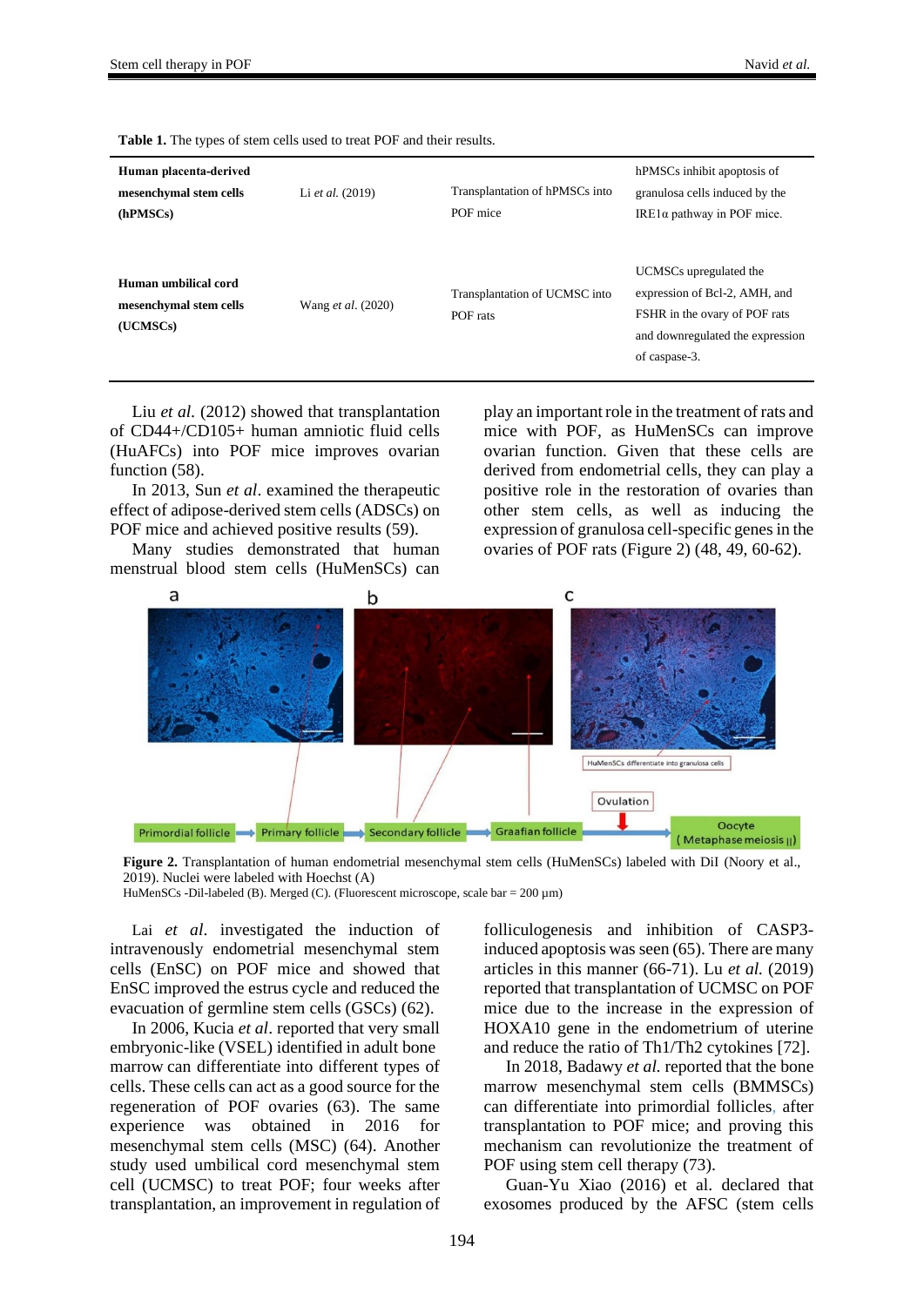**Table 1.** The types of stem cells used to treat POF and their results.

| | | | |
|---|---|---|---|
| **Human placenta-derived mesenchymal stem cells (hPMSCs)** | Li *et al.* (2019) | Transplantation of hPMSCs into POF mice | hPMSCs inhibit apoptosis of granulosa cells induced by the IRE1α pathway in POF mice. |
| **Human umbilical cord mesenchymal stem cells (UCMSCs)** | Wang *et al.* (2020) | Transplantation of UCMSC into POF rats | UCMSCs upregulated the expression of Bcl-2, AMH, and FSHR in the ovary of POF rats and downregulated the expression of caspase-3. |

Liu *et al.* (2012) showed that transplantation of CD44+/CD105+ human amniotic fluid cells (HuAFCs) into POF mice improves ovarian function (58).

In 2013, Sun *et al.* examined the therapeutic effect of adipose-derived stem cells (ADSCs) on POF mice and achieved positive results (59).

Many studies demonstrated that human menstrual blood stem cells (HuMenSCs) can play an important role in the treatment of rats and mice with POF, as HuMenSCs can improve ovarian function. Given that these cells are derived from endometrial cells, they can play a positive role in the restoration of ovaries than other stem cells, as well as inducing the expression of granulosa cell-specific genes in the ovaries of POF rats (Figure 2) (48, 49, 60-62).

**Figure 2.** Transplantation of human endometrial mesenchymal stem cells (HuMenSCs) labeled with DiI (Noory et al., 2019). Nuclei were labeled with Hoechst (A)
HuMenSCs -Dil-labeled (B). Merged (C). (Fluorescent microscope, scale bar = 200 µm)

Lai *et al*. investigated the induction of intravenously endometrial mesenchymal stem cells (EnSC) on POF mice and showed that EnSC improved the estrus cycle and reduced the evacuation of germline stem cells (GSCs) (62).

In 2006, Kucia *et al*. reported that very small embryonic-like (VSEL) identified in adult bone marrow can differentiate into different types of cells. These cells can act as a good source for the regeneration of POF ovaries (63). The same experience was obtained in 2016 for mesenchymal stem cells (MSC) (64). Another study used umbilical cord mesenchymal stem cell (UCMSC) to treat POF; four weeks after transplantation, an improvement in regulation of folliculogenesis and inhibition of CASP3-induced apoptosis was seen (65). There are many articles in this manner (66-71). Lu *et al.* (2019) reported that transplantation of UCMSC on POF mice due to the increase in the expression of HOXA10 gene in the endometrium of uterine and reduce the ratio of Th1/Th2 cytokines [72].

In 2018, Badawy *et al.* reported that the bone marrow mesenchymal stem cells (BMMSCs) can differentiate into primordial follicles, after transplantation to POF mice; and proving this mechanism can revolutionize the treatment of POF using stem cell therapy (73).

Guan-Yu Xiao (2016) et al. declared that exosomes produced by the AFSC (stem cells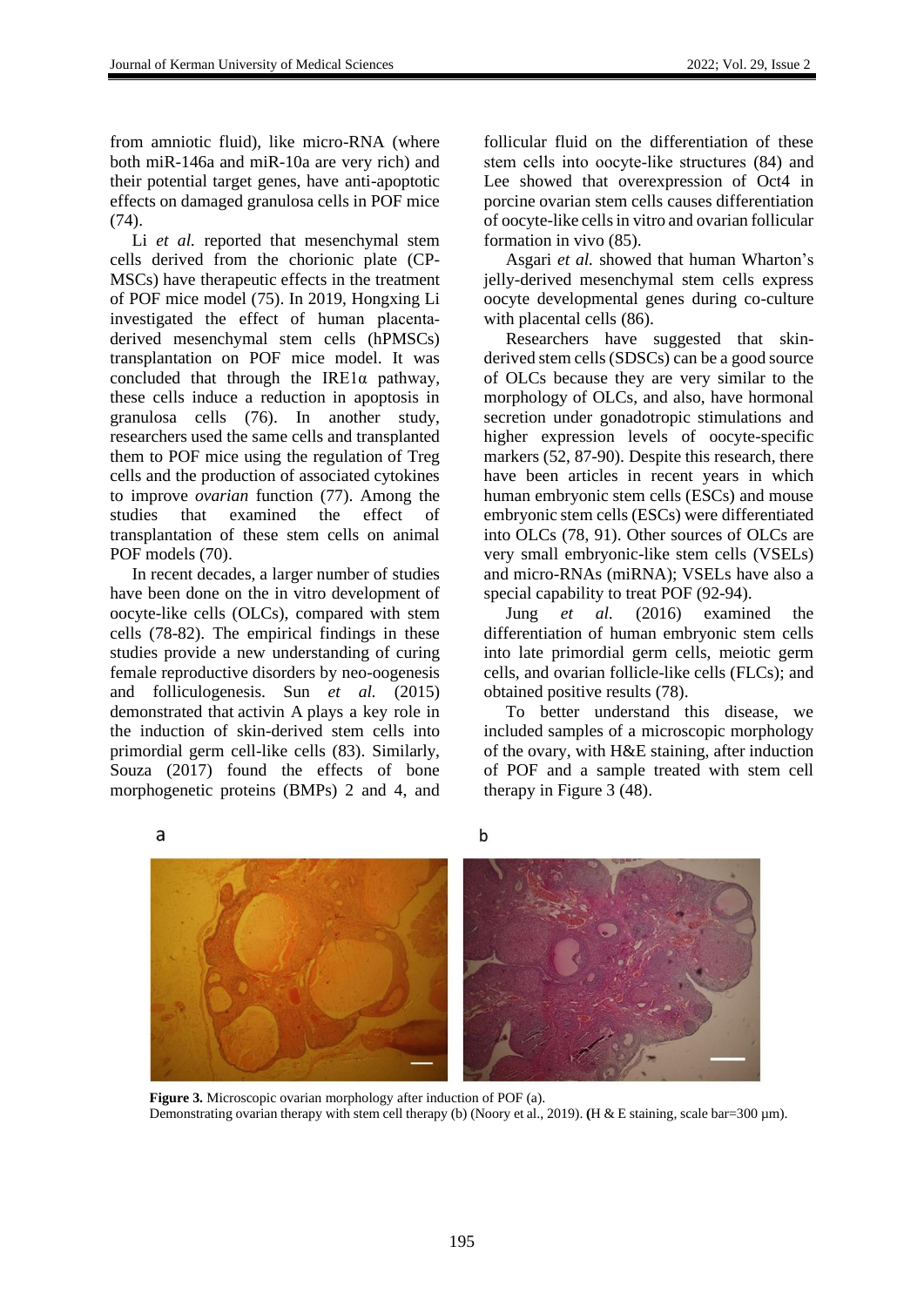from amniotic fluid), like micro-RNA (where both miR-146a and miR-10a are very rich) and their potential target genes, have anti-apoptotic effects on damaged granulosa cells in POF mice (74).

Li *et al.* reported that mesenchymal stem cells derived from the chorionic plate (CP-MSCs) have therapeutic effects in the treatment of POF mice model (75). In 2019, Hongxing Li investigated the effect of human placenta-derived mesenchymal stem cells (hPMSCs) transplantation on POF mice model. It was concluded that through the IRE1α pathway, these cells induce a reduction in apoptosis in granulosa cells (76). In another study, researchers used the same cells and transplanted them to POF mice using the regulation of Treg cells and the production of associated cytokines to improve *ovarian* function (77). Among the studies that examined the effect of transplantation of these stem cells on animal POF models (70).

In recent decades, a larger number of studies have been done on the in vitro development of oocyte-like cells (OLCs), compared with stem cells (78-82). The empirical findings in these studies provide a new understanding of curing female reproductive disorders by neo-oogenesis and folliculogenesis. Sun *et al.* (2015) demonstrated that activin A plays a key role in the induction of skin-derived stem cells into primordial germ cell-like cells (83). Similarly, Souza (2017) found the effects of bone morphogenetic proteins (BMPs) 2 and 4, and follicular fluid on the differentiation of these stem cells into oocyte-like structures (84) and Lee showed that overexpression of Oct4 in porcine ovarian stem cells causes differentiation of oocyte-like cells in vitro and ovarian follicular formation in vivo (85).

Asgari *et al.* showed that human Wharton's jelly-derived mesenchymal stem cells express oocyte developmental genes during co-culture with placental cells (86).

Researchers have suggested that skin-derived stem cells (SDSCs) can be a good source of OLCs because they are very similar to the morphology of OLCs, and also, have hormonal secretion under gonadotropic stimulations and higher expression levels of oocyte-specific markers (52, 87-90). Despite this research, there have been articles in recent years in which human embryonic stem cells (ESCs) and mouse embryonic stem cells (ESCs) were differentiated into OLCs (78, 91). Other sources of OLCs are very small embryonic-like stem cells (VSELs) and micro-RNAs (miRNA); VSELs have also a special capability to treat POF (92-94).

Jung *et al.* (2016) examined the differentiation of human embryonic stem cells into late primordial germ cells, meiotic germ cells, and ovarian follicle-like cells (FLCs); and obtained positive results (78).

To better understand this disease, we included samples of a microscopic morphology of the ovary, with H&E staining, after induction of POF and a sample treated with stem cell therapy in Figure 3 (48).

**Figure 3.** Microscopic ovarian morphology after induction of POF (a).
Demonstrating ovarian therapy with stem cell therapy (b) (Noory et al., 2019). (H & E staining, scale bar=300 μm).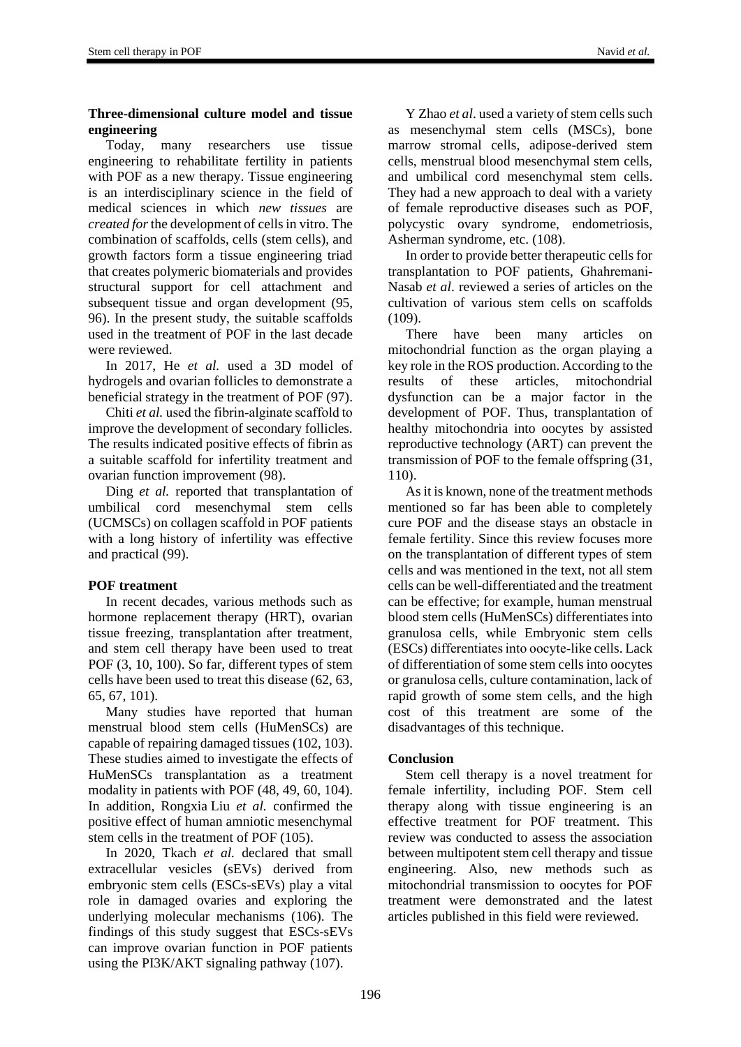### Three-dimensional culture model and tissue engineering

Today, many researchers use tissue engineering to rehabilitate fertility in patients with POF as a new therapy. Tissue engineering is an interdisciplinary science in the field of medical sciences in which *new tissues* are *created for* the development of cells in vitro. The combination of scaffolds, cells (stem cells), and growth factors form a tissue engineering triad that creates polymeric biomaterials and provides structural support for cell attachment and subsequent tissue and organ development (95, 96). In the present study, the suitable scaffolds used in the treatment of POF in the last decade were reviewed.

In 2017, He *et al.* used a 3D model of hydrogels and ovarian follicles to demonstrate a beneficial strategy in the treatment of POF (97).

Chiti *et al.* used the fibrin-alginate scaffold to improve the development of secondary follicles. The results indicated positive effects of fibrin as a suitable scaffold for infertility treatment and ovarian function improvement (98).

Ding *et al.* reported that transplantation of umbilical cord mesenchymal stem cells (UCMSCs) on collagen scaffold in POF patients with a long history of infertility was effective and practical (99).

### POF treatment

In recent decades, various methods such as hormone replacement therapy (HRT), ovarian tissue freezing, transplantation after treatment, and stem cell therapy have been used to treat POF (3, 10, 100). So far, different types of stem cells have been used to treat this disease (62, 63, 65, 67, 101).

Many studies have reported that human menstrual blood stem cells (HuMenSCs) are capable of repairing damaged tissues (102, 103). These studies aimed to investigate the effects of HuMenSCs transplantation as a treatment modality in patients with POF (48, 49, 60, 104). In addition, Rongxia Liu *et al.* confirmed the positive effect of human amniotic mesenchymal stem cells in the treatment of POF (105).

In 2020, Tkach *et al.* declared that small extracellular vesicles (sEVs) derived from embryonic stem cells (ESCs-sEVs) play a vital role in damaged ovaries and exploring the underlying molecular mechanisms (106). The findings of this study suggest that ESCs-sEVs can improve ovarian function in POF patients using the PI3K/AKT signaling pathway (107).

Y Zhao *et al*. used a variety of stem cells such as mesenchymal stem cells (MSCs), bone marrow stromal cells, adipose-derived stem cells, menstrual blood mesenchymal stem cells, and umbilical cord mesenchymal stem cells. They had a new approach to deal with a variety of female reproductive diseases such as POF, polycystic ovary syndrome, endometriosis, Asherman syndrome, etc. (108).

In order to provide better therapeutic cells for transplantation to POF patients, Ghahremani-Nasab *et al*. reviewed a series of articles on the cultivation of various stem cells on scaffolds (109).

There have been many articles on mitochondrial function as the organ playing a key role in the ROS production. According to the results of these articles, mitochondrial dysfunction can be a major factor in the development of POF. Thus, transplantation of healthy mitochondria into oocytes by assisted reproductive technology (ART) can prevent the transmission of POF to the female offspring (31, 110).

As it is known, none of the treatment methods mentioned so far has been able to completely cure POF and the disease stays an obstacle in female fertility. Since this review focuses more on the transplantation of different types of stem cells and was mentioned in the text, not all stem cells can be well-differentiated and the treatment can be effective; for example, human menstrual blood stem cells (HuMenSCs) differentiates into granulosa cells, while Embryonic stem cells (ESCs) differentiates into oocyte-like cells. Lack of differentiation of some stem cells into oocytes or granulosa cells, culture contamination, lack of rapid growth of some stem cells, and the high cost of this treatment are some of the disadvantages of this technique.

### Conclusion

Stem cell therapy is a novel treatment for female infertility, including POF. Stem cell therapy along with tissue engineering is an effective treatment for POF treatment. This review was conducted to assess the association between multipotent stem cell therapy and tissue engineering. Also, new methods such as mitochondrial transmission to oocytes for POF treatment were demonstrated and the latest articles published in this field were reviewed.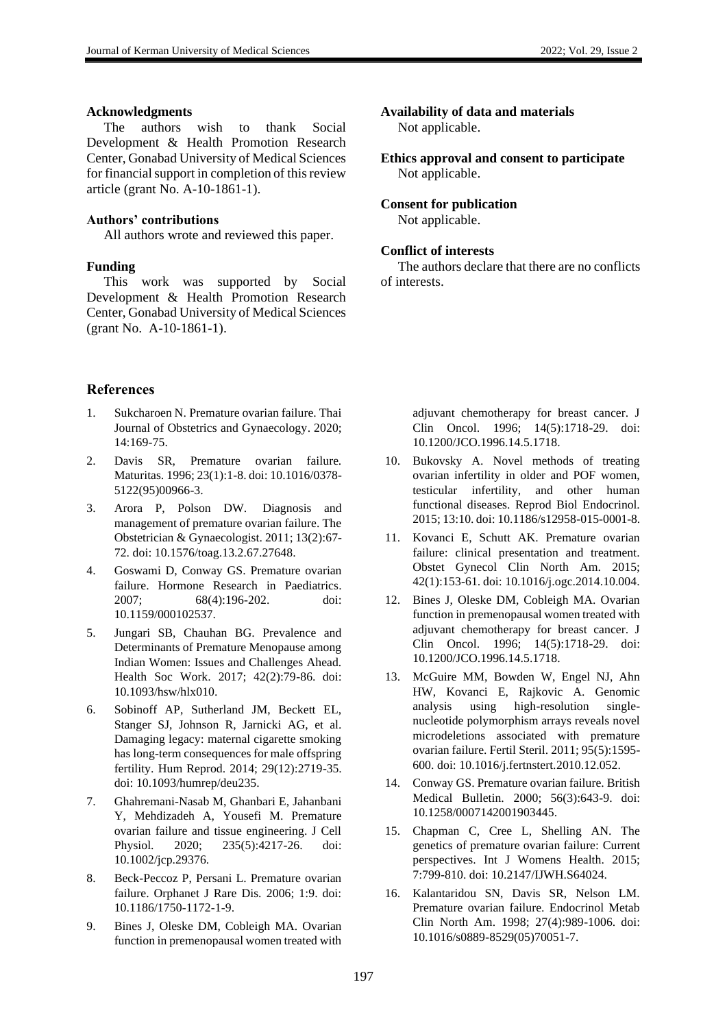## Acknowledgments

The authors wish to thank Social Development & Health Promotion Research Center, Gonabad University of Medical Sciences for financial support in completion of this review article (grant No. A-10-1861-1).

## Authors' contributions

All authors wrote and reviewed this paper.

## Funding

This work was supported by Social Development & Health Promotion Research Center, Gonabad University of Medical Sciences (grant No. A-10-1861-1).

## Availability of data and materials

Not applicable.

## Ethics approval and consent to participate

Not applicable.

## Consent for publication

Not applicable.

## Conflict of interests

The authors declare that there are no conflicts of interests.

## References

1. Sukcharoen N. Premature ovarian failure. Thai Journal of Obstetrics and Gynaecology. 2020; 14:169-75.
2. Davis SR, Premature ovarian failure. Maturitas. 1996; 23(1):1-8. doi: 10.1016/0378-5122(95)00966-3.
3. Arora P, Polson DW. Diagnosis and management of premature ovarian failure. The Obstetrician & Gynaecologist. 2011; 13(2):67-72. doi: 10.1576/toag.13.2.67.27648.
4. Goswami D, Conway GS. Premature ovarian failure. Hormone Research in Paediatrics. 2007; 68(4):196-202. doi: 10.1159/000102537.
5. Jungari SB, Chauhan BG. Prevalence and Determinants of Premature Menopause among Indian Women: Issues and Challenges Ahead. Health Soc Work. 2017; 42(2):79-86. doi: 10.1093/hsw/hlx010.
6. Sobinoff AP, Sutherland JM, Beckett EL, Stanger SJ, Johnson R, Jarnicki AG, et al. Damaging legacy: maternal cigarette smoking has long-term consequences for male offspring fertility. Hum Reprod. 2014; 29(12):2719-35. doi: 10.1093/humrep/deu235.
7. Ghahremani-Nasab M, Ghanbari E, Jahanbani Y, Mehdizadeh A, Yousefi M. Premature ovarian failure and tissue engineering. J Cell Physiol. 2020; 235(5):4217-26. doi: 10.1002/jcp.29376.
8. Beck-Peccoz P, Persani L. Premature ovarian failure. Orphanet J Rare Dis. 2006; 1:9. doi: 10.1186/1750-1172-1-9.
9. Bines J, Oleske DM, Cobleigh MA. Ovarian function in premenopausal women treated with adjuvant chemotherapy for breast cancer. J Clin Oncol. 1996; 14(5):1718-29. doi: 10.1200/JCO.1996.14.5.1718.
10. Bukovsky A. Novel methods of treating ovarian infertility in older and POF women, testicular infertility, and other human functional diseases. Reprod Biol Endocrinol. 2015; 13:10. doi: 10.1186/s12958-015-0001-8.
11. Kovanci E, Schutt AK. Premature ovarian failure: clinical presentation and treatment. Obstet Gynecol Clin North Am. 2015; 42(1):153-61. doi: 10.1016/j.ogc.2014.10.004.
12. Bines J, Oleske DM, Cobleigh MA. Ovarian function in premenopausal women treated with adjuvant chemotherapy for breast cancer. J Clin Oncol. 1996; 14(5):1718-29. doi: 10.1200/JCO.1996.14.5.1718.
13. McGuire MM, Bowden W, Engel NJ, Ahn HW, Kovanci E, Rajkovic A. Genomic analysis using high-resolution single-nucleotide polymorphism arrays reveals novel microdeletions associated with premature ovarian failure. Fertil Steril. 2011; 95(5):1595-600. doi: 10.1016/j.fertnstert.2010.12.052.
14. Conway GS. Premature ovarian failure. British Medical Bulletin. 2000; 56(3):643-9. doi: 10.1258/0007142001903445.
15. Chapman C, Cree L, Shelling AN. The genetics of premature ovarian failure: Current perspectives. Int J Womens Health. 2015; 7:799-810. doi: 10.2147/IJWH.S64024.
16. Kalantaridou SN, Davis SR, Nelson LM. Premature ovarian failure. Endocrinol Metab Clin North Am. 1998; 27(4):989-1006. doi: 10.1016/s0889-8529(05)70051-7.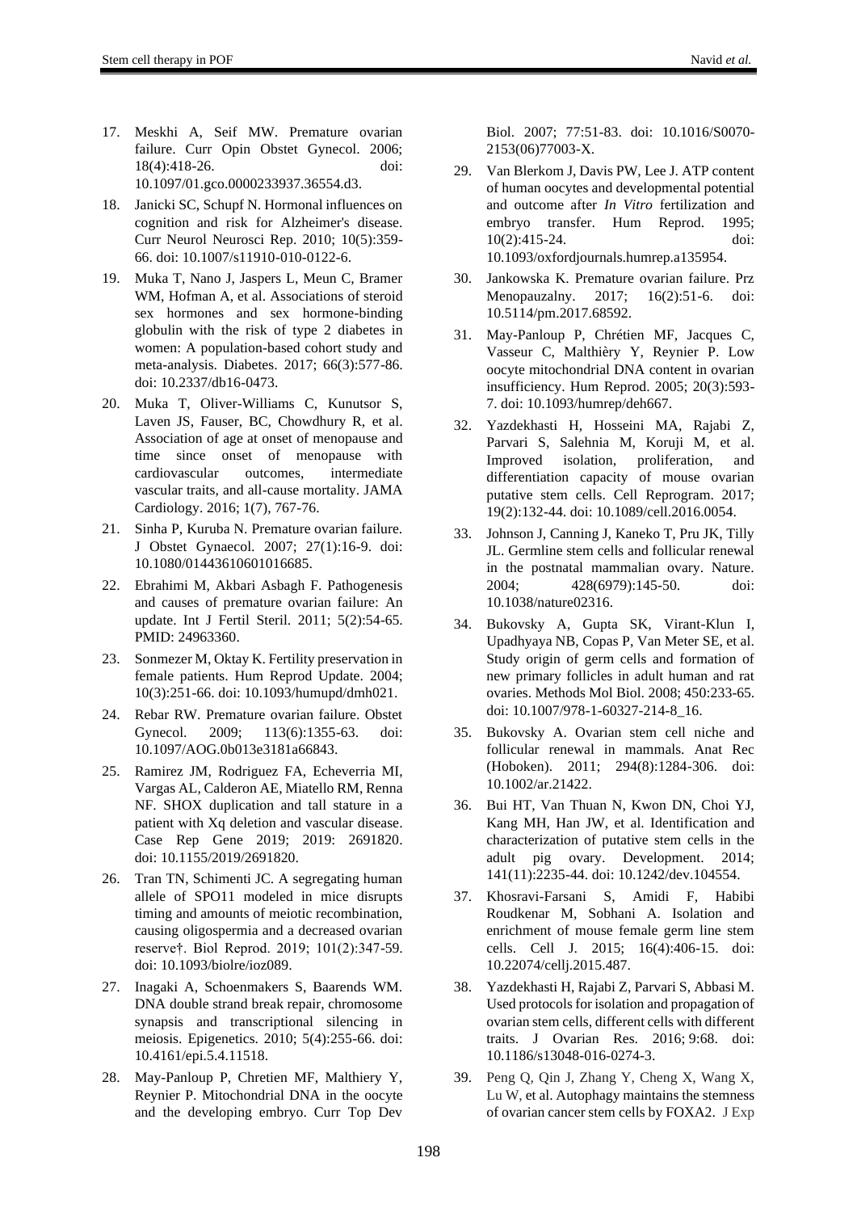17. Meskhi A, Seif MW. Premature ovarian failure. Curr Opin Obstet Gynecol. 2006; 18(4):418-26. doi: 10.1097/01.gco.0000233937.36554.d3.
18. Janicki SC, Schupf N. Hormonal influences on cognition and risk for Alzheimer's disease. Curr Neurol Neurosci Rep. 2010; 10(5):359-66. doi: 10.1007/s11910-010-0122-6.
19. Muka T, Nano J, Jaspers L, Meun C, Bramer WM, Hofman A, et al. Associations of steroid sex hormones and sex hormone-binding globulin with the risk of type 2 diabetes in women: A population-based cohort study and meta-analysis. Diabetes. 2017; 66(3):577-86. doi: 10.2337/db16-0473.
20. Muka T, Oliver-Williams C, Kunutsor S, Laven JS, Fauser, BC, Chowdhury R, et al. Association of age at onset of menopause and time since onset of menopause with cardiovascular outcomes, intermediate vascular traits, and all-cause mortality. JAMA Cardiology. 2016; 1(7), 767-76.
21. Sinha P, Kuruba N. Premature ovarian failure. J Obstet Gynaecol. 2007; 27(1):16-9. doi: 10.1080/01443610601016685.
22. Ebrahimi M, Akbari Asbagh F. Pathogenesis and causes of premature ovarian failure: An update. Int J Fertil Steril. 2011; 5(2):54-65. PMID: 24963360.
23. Sonmezer M, Oktay K. Fertility preservation in female patients. Hum Reprod Update. 2004; 10(3):251-66. doi: 10.1093/humupd/dmh021.
24. Rebar RW. Premature ovarian failure. Obstet Gynecol. 2009; 113(6):1355-63. doi: 10.1097/AOG.0b013e3181a66843.
25. Ramirez JM, Rodriguez FA, Echeverria MI, Vargas AL, Calderon AE, Miatello RM, Renna NF. SHOX duplication and tall stature in a patient with Xq deletion and vascular disease. Case Rep Gene 2019; 2019: 2691820. doi: 10.1155/2019/2691820.
26. Tran TN, Schimenti JC. A segregating human allele of SPO11 modeled in mice disrupts timing and amounts of meiotic recombination, causing oligospermia and a decreased ovarian reserve†. Biol Reprod. 2019; 101(2):347-59. doi: 10.1093/biolre/ioz089.
27. Inagaki A, Schoenmakers S, Baarends WM. DNA double strand break repair, chromosome synapsis and transcriptional silencing in meiosis. Epigenetics. 2010; 5(4):255-66. doi: 10.4161/epi.5.4.11518.
28. May-Panloup P, Chretien MF, Malthiery Y, Reynier P. Mitochondrial DNA in the oocyte and the developing embryo. Curr Top Dev Biol. 2007; 77:51-83. doi: 10.1016/S0070-2153(06)77003-X.
29. Van Blerkom J, Davis PW, Lee J. ATP content of human oocytes and developmental potential and outcome after *In Vitro* fertilization and embryo transfer. Hum Reprod. 1995; 10(2):415-24. doi: 10.1093/oxfordjournals.humrep.a135954.
30. Jankowska K. Premature ovarian failure. Prz Menopauzalny. 2017; 16(2):51-6. doi: 10.5114/pm.2017.68592.
31. May-Panloup P, Chrétien MF, Jacques C, Vasseur C, Malthièry Y, Reynier P. Low oocyte mitochondrial DNA content in ovarian insufficiency. Hum Reprod. 2005; 20(3):593-7. doi: 10.1093/humrep/deh667.
32. Yazdekhasti H, Hosseini MA, Rajabi Z, Parvari S, Salehnia M, Koruji M, et al. Improved isolation, proliferation, and differentiation capacity of mouse ovarian putative stem cells. Cell Reprogram. 2017; 19(2):132-44. doi: 10.1089/cell.2016.0054.
33. Johnson J, Canning J, Kaneko T, Pru JK, Tilly JL. Germline stem cells and follicular renewal in the postnatal mammalian ovary. Nature. 2004; 428(6979):145-50. doi: 10.1038/nature02316.
34. Bukovsky A, Gupta SK, Virant-Klun I, Upadhyaya NB, Copas P, Van Meter SE, et al. Study origin of germ cells and formation of new primary follicles in adult human and rat ovaries. Methods Mol Biol. 2008; 450:233-65. doi: 10.1007/978-1-60327-214-8_16.
35. Bukovsky A. Ovarian stem cell niche and follicular renewal in mammals. Anat Rec (Hoboken). 2011; 294(8):1284-306. doi: 10.1002/ar.21422.
36. Bui HT, Van Thuan N, Kwon DN, Choi YJ, Kang MH, Han JW, et al. Identification and characterization of putative stem cells in the adult pig ovary. Development. 2014; 141(11):2235-44. doi: 10.1242/dev.104554.
37. Khosravi-Farsani S, Amidi F, Habibi Roudkenar M, Sobhani A. Isolation and enrichment of mouse female germ line stem cells. Cell J. 2015; 16(4):406-15. doi: 10.22074/cellj.2015.487.
38. Yazdekhasti H, Rajabi Z, Parvari S, Abbasi M. Used protocols for isolation and propagation of ovarian stem cells, different cells with different traits. J Ovarian Res. 2016; 9:68. doi: 10.1186/s13048-016-0274-3.
39. Peng Q, Qin J, Zhang Y, Cheng X, Wang X, Lu W, et al. Autophagy maintains the stemness of ovarian cancer stem cells by FOXA2. J Exp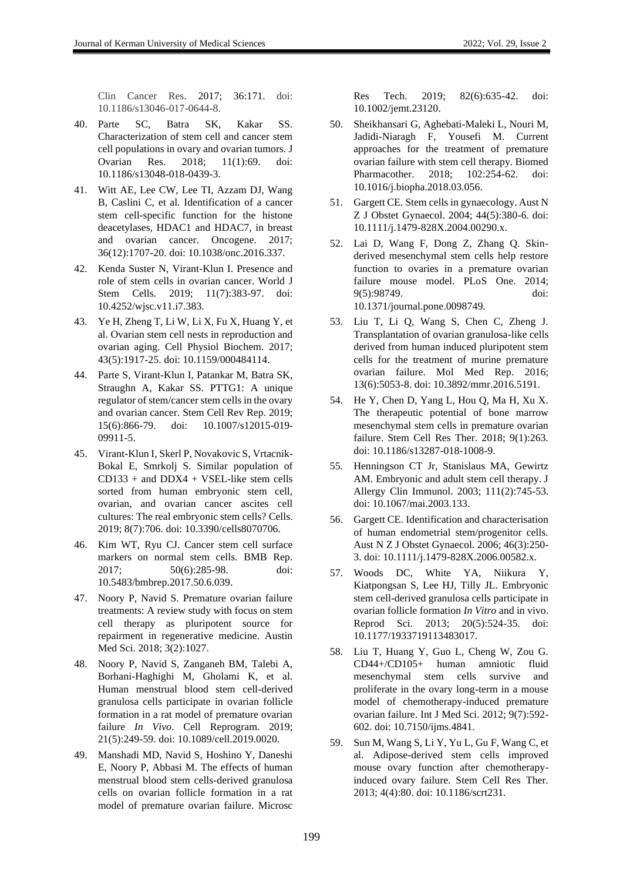Clin Cancer Res. 2017; 36:171. doi: 10.1186/s13046-017-0644-8.

40. Parte SC, Batra SK, Kakar SS. Characterization of stem cell and cancer stem cell populations in ovary and ovarian tumors. J Ovarian Res. 2018; 11(1):69. doi: 10.1186/s13048-018-0439-3.

41. Witt AE, Lee CW, Lee TI, Azzam DJ, Wang B, Caslini C, et al. Identification of a cancer stem cell-specific function for the histone deacetylases, HDAC1 and HDAC7, in breast and ovarian cancer. Oncogene. 2017; 36(12):1707-20. doi: 10.1038/onc.2016.337.

42. Kenda Suster N, Virant-Klun I. Presence and role of stem cells in ovarian cancer. World J Stem Cells. 2019; 11(7):383-97. doi: 10.4252/wjsc.v11.i7.383.

43. Ye H, Zheng T, Li W, Li X, Fu X, Huang Y, et al. Ovarian stem cell nests in reproduction and ovarian aging. Cell Physiol Biochem. 2017; 43(5):1917-25. doi: 10.1159/000484114.

44. Parte S, Virant-Klun I, Patankar M, Batra SK, Straughn A, Kakar SS. PTTG1: A unique regulator of stem/cancer stem cells in the ovary and ovarian cancer. Stem Cell Rev Rep. 2019; 15(6):866-79. doi: 10.1007/s12015-019-09911-5.

45. Virant-Klun I, Skerl P, Novakovic S, Vrtacnik-Bokal E, Smrkolj S. Similar population of CD133 + and DDX4 + VSEL-like stem cells sorted from human embryonic stem cell, ovarian, and ovarian cancer ascites cell cultures: The real embryonic stem cells? Cells. 2019; 8(7):706. doi: 10.3390/cells8070706.

46. Kim WT, Ryu CJ. Cancer stem cell surface markers on normal stem cells. BMB Rep. 2017; 50(6):285-98. doi: 10.5483/bmbrep.2017.50.6.039.

47. Noory P, Navid S. Premature ovarian failure treatments: A review study with focus on stem cell therapy as pluripotent source for repairment in regenerative medicine. Austin Med Sci. 2018; 3(2):1027.

48. Noory P, Navid S, Zanganeh BM, Talebi A, Borhani-Haghighi M, Gholami K, et al. Human menstrual blood stem cell-derived granulosa cells participate in ovarian follicle formation in a rat model of premature ovarian failure *In Vivo*. Cell Reprogram. 2019; 21(5):249-59. doi: 10.1089/cell.2019.0020.

49. Manshadi MD, Navid S, Hoshino Y, Daneshi E, Noory P, Abbasi M. The effects of human menstrual blood stem cells-derived granulosa cells on ovarian follicle formation in a rat model of premature ovarian failure. Microsc Res Tech. 2019; 82(6):635-42. doi: 10.1002/jemt.23120.

50. Sheikhansari G, Aghebati-Maleki L, Nouri M, Jadidi-Niaragh F, Yousefi M. Current approaches for the treatment of premature ovarian failure with stem cell therapy. Biomed Pharmacother. 2018; 102:254-62. doi: 10.1016/j.biopha.2018.03.056.

51. Gargett CE. Stem cells in gynaecology. Aust N Z J Obstet Gynaecol. 2004; 44(5):380-6. doi: 10.1111/j.1479-828X.2004.00290.x.

52. Lai D, Wang F, Dong Z, Zhang Q. Skin-derived mesenchymal stem cells help restore function to ovaries in a premature ovarian failure mouse model. PLoS One. 2014; 9(5):98749. doi: 10.1371/journal.pone.0098749.

53. Liu T, Li Q, Wang S, Chen C, Zheng J. Transplantation of ovarian granulosa-like cells derived from human induced pluripotent stem cells for the treatment of murine premature ovarian failure. Mol Med Rep. 2016; 13(6):5053-8. doi: 10.3892/mmr.2016.5191.

54. He Y, Chen D, Yang L, Hou Q, Ma H, Xu X. The therapeutic potential of bone marrow mesenchymal stem cells in premature ovarian failure. Stem Cell Res Ther. 2018; 9(1):263. doi: 10.1186/s13287-018-1008-9.

55. Henningson CT Jr, Stanislaus MA, Gewirtz AM. Embryonic and adult stem cell therapy. J Allergy Clin Immunol. 2003; 111(2):745-53. doi: 10.1067/mai.2003.133.

56. Gargett CE. Identification and characterisation of human endometrial stem/progenitor cells. Aust N Z J Obstet Gynaecol. 2006; 46(3):250-3. doi: 10.1111/j.1479-828X.2006.00582.x.

57. Woods DC, White YA, Niikura Y, Kiatpongsan S, Lee HJ, Tilly JL. Embryonic stem cell-derived granulosa cells participate in ovarian follicle formation *In Vitro* and in vivo. Reprod Sci. 2013; 20(5):524-35. doi: 10.1177/1933719113483017.

58. Liu T, Huang Y, Guo L, Cheng W, Zou G. CD44+/CD105+ human amniotic fluid mesenchymal stem cells survive and proliferate in the ovary long-term in a mouse model of chemotherapy-induced premature ovarian failure. Int J Med Sci. 2012; 9(7):592-602. doi: 10.7150/ijms.4841.

59. Sun M, Wang S, Li Y, Yu L, Gu F, Wang C, et al. Adipose-derived stem cells improved mouse ovary function after chemotherapy-induced ovary failure. Stem Cell Res Ther. 2013; 4(4):80. doi: 10.1186/scrt231.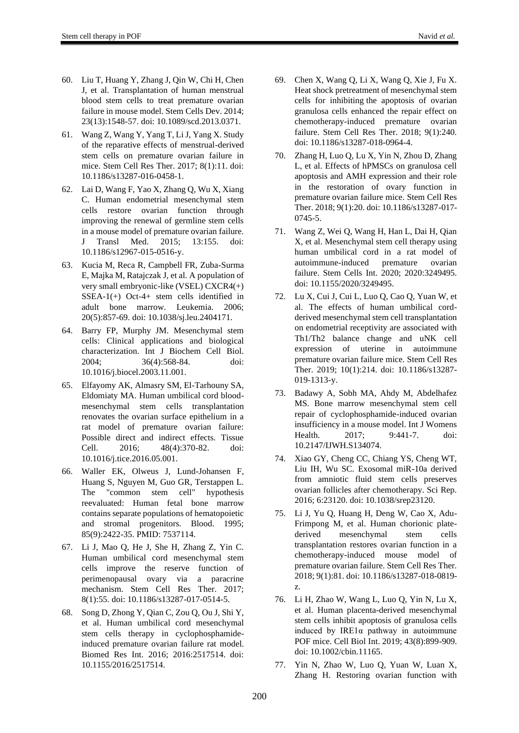60. Liu T, Huang Y, Zhang J, Qin W, Chi H, Chen J, et al. Transplantation of human menstrual blood stem cells to treat premature ovarian failure in mouse model. Stem Cells Dev. 2014; 23(13):1548-57. doi: 10.1089/scd.2013.0371.

61. Wang Z, Wang Y, Yang T, Li J, Yang X. Study of the reparative effects of menstrual-derived stem cells on premature ovarian failure in mice. Stem Cell Res Ther. 2017; 8(1):11. doi: 10.1186/s13287-016-0458-1.

62. Lai D, Wang F, Yao X, Zhang Q, Wu X, Xiang C. Human endometrial mesenchymal stem cells restore ovarian function through improving the renewal of germline stem cells in a mouse model of premature ovarian failure. J Transl Med. 2015; 13:155. doi: 10.1186/s12967-015-0516-y.

63. Kucia M, Reca R, Campbell FR, Zuba-Surma E, Majka M, Ratajczak J, et al. A population of very small embryonic-like (VSEL) CXCR4(+) SSEA-1(+) Oct-4+ stem cells identified in adult bone marrow. Leukemia. 2006; 20(5):857-69. doi: 10.1038/sj.leu.2404171.

64. Barry FP, Murphy JM. Mesenchymal stem cells: Clinical applications and biological characterization. Int J Biochem Cell Biol. 2004; 36(4):568-84. doi: 10.1016/j.biocel.2003.11.001.

65. Elfayomy AK, Almasry SM, El-Tarhouny SA, Eldomiaty MA. Human umbilical cord blood-mesenchymal stem cells transplantation renovates the ovarian surface epithelium in a rat model of premature ovarian failure: Possible direct and indirect effects. Tissue Cell. 2016; 48(4):370-82. doi: 10.1016/j.tice.2016.05.001.

66. Waller EK, Olweus J, Lund-Johansen F, Huang S, Nguyen M, Guo GR, Terstappen L. The "common stem cell" hypothesis reevaluated: Human fetal bone marrow contains separate populations of hematopoietic and stromal progenitors. Blood. 1995; 85(9):2422-35. PMID: 7537114.

67. Li J, Mao Q, He J, She H, Zhang Z, Yin C. Human umbilical cord mesenchymal stem cells improve the reserve function of perimenopausal ovary via a paracrine mechanism. Stem Cell Res Ther. 2017; 8(1):55. doi: 10.1186/s13287-017-0514-5.

68. Song D, Zhong Y, Qian C, Zou Q, Ou J, Shi Y, et al. Human umbilical cord mesenchymal stem cells therapy in cyclophosphamide-induced premature ovarian failure rat model. Biomed Res Int. 2016; 2016:2517514. doi: 10.1155/2016/2517514.

69. Chen X, Wang Q, Li X, Wang Q, Xie J, Fu X. Heat shock pretreatment of mesenchymal stem cells for inhibiting the apoptosis of ovarian granulosa cells enhanced the repair effect on chemotherapy-induced premature ovarian failure. Stem Cell Res Ther. 2018; 9(1):240. doi: 10.1186/s13287-018-0964-4.

70. Zhang H, Luo Q, Lu X, Yin N, Zhou D, Zhang L, et al. Effects of hPMSCs on granulosa cell apoptosis and AMH expression and their role in the restoration of ovary function in premature ovarian failure mice. Stem Cell Res Ther. 2018; 9(1):20. doi: 10.1186/s13287-017-0745-5.

71. Wang Z, Wei Q, Wang H, Han L, Dai H, Qian X, et al. Mesenchymal stem cell therapy using human umbilical cord in a rat model of autoimmune-induced premature ovarian failure. Stem Cells Int. 2020; 2020:3249495. doi: 10.1155/2020/3249495.

72. Lu X, Cui J, Cui L, Luo Q, Cao Q, Yuan W, et al. The effects of human umbilical cord-derived mesenchymal stem cell transplantation on endometrial receptivity are associated with Th1/Th2 balance change and uNK cell expression of uterine in autoimmune premature ovarian failure mice. Stem Cell Res Ther. 2019; 10(1):214. doi: 10.1186/s13287-019-1313-y.

73. Badawy A, Sobh MA, Ahdy M, Abdelhafez MS. Bone marrow mesenchymal stem cell repair of cyclophosphamide-induced ovarian insufficiency in a mouse model. Int J Womens Health. 2017; 9:441-7. doi: 10.2147/IJWH.S134074.

74. Xiao GY, Cheng CC, Chiang YS, Cheng WT, Liu IH, Wu SC. Exosomal miR-10a derived from amniotic fluid stem cells preserves ovarian follicles after chemotherapy. Sci Rep. 2016; 6:23120. doi: 10.1038/srep23120.

75. Li J, Yu Q, Huang H, Deng W, Cao X, Adu-Frimpong M, et al. Human chorionic plate-derived mesenchymal stem cells transplantation restores ovarian function in a chemotherapy-induced mouse model of premature ovarian failure. Stem Cell Res Ther. 2018; 9(1):81. doi: 10.1186/s13287-018-0819-z.

76. Li H, Zhao W, Wang L, Luo Q, Yin N, Lu X, et al. Human placenta-derived mesenchymal stem cells inhibit apoptosis of granulosa cells induced by IRE1α pathway in autoimmune POF mice. Cell Biol Int. 2019; 43(8):899-909. doi: 10.1002/cbin.11165.

77. Yin N, Zhao W, Luo Q, Yuan W, Luan X, Zhang H. Restoring ovarian function with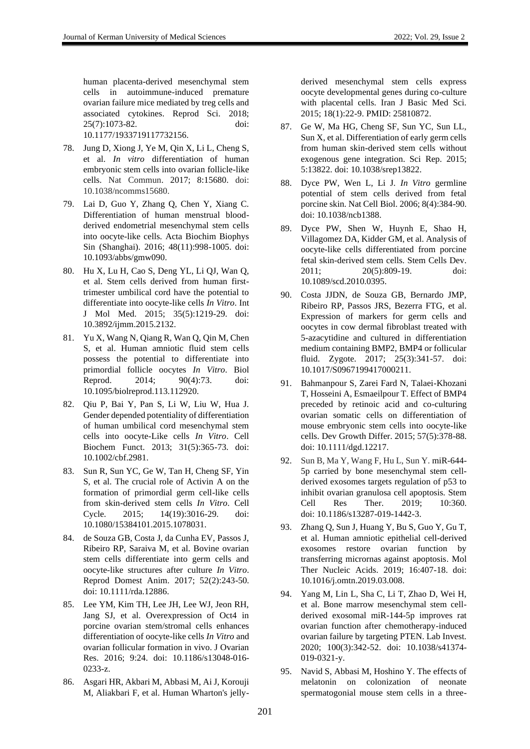human placenta-derived mesenchymal stem cells in autoimmune-induced premature ovarian failure mice mediated by treg cells and associated cytokines. Reprod Sci. 2018; 25(7):1073-82. doi: 10.1177/1933719117732156.

78. Jung D, Xiong J, Ye M, Qin X, Li L, Cheng S, et al. *In vitro* differentiation of human embryonic stem cells into ovarian follicle-like cells. Nat Commun. 2017; 8:15680. doi: 10.1038/ncomms15680.

79. Lai D, Guo Y, Zhang Q, Chen Y, Xiang C. Differentiation of human menstrual blood-derived endometrial mesenchymal stem cells into oocyte-like cells. Acta Biochim Biophys Sin (Shanghai). 2016; 48(11):998-1005. doi: 10.1093/abbs/gmw090.

80. Hu X, Lu H, Cao S, Deng YL, Li QJ, Wan Q, et al. Stem cells derived from human first-trimester umbilical cord have the potential to differentiate into oocyte-like cells *In Vitro*. Int J Mol Med. 2015; 35(5):1219-29. doi: 10.3892/ijmm.2015.2132.

81. Yu X, Wang N, Qiang R, Wan Q, Qin M, Chen S, et al. Human amniotic fluid stem cells possess the potential to differentiate into primordial follicle oocytes *In Vitro*. Biol Reprod. 2014; 90(4):73. doi: 10.1095/biolreprod.113.112920.

82. Qiu P, Bai Y, Pan S, Li W, Liu W, Hua J. Gender depended potentiality of differentiation of human umbilical cord mesenchymal stem cells into oocyte-Like cells *In Vitro*. Cell Biochem Funct. 2013; 31(5):365-73. doi: 10.1002/cbf.2981.

83. Sun R, Sun YC, Ge W, Tan H, Cheng SF, Yin S, et al. The crucial role of Activin A on the formation of primordial germ cell-like cells from skin-derived stem cells *In Vitro*. Cell Cycle. 2015; 14(19):3016-29. doi: 10.1080/15384101.2015.1078031.

84. de Souza GB, Costa J, da Cunha EV, Passos J, Ribeiro RP, Saraiva M, et al. Bovine ovarian stem cells differentiate into germ cells and oocyte-like structures after culture *In Vitro*. Reprod Domest Anim. 2017; 52(2):243-50. doi: 10.1111/rda.12886.

85. Lee YM, Kim TH, Lee JH, Lee WJ, Jeon RH, Jang SJ, et al. Overexpression of Oct4 in porcine ovarian stem/stromal cells enhances differentiation of oocyte-like cells *In Vitro* and ovarian follicular formation in vivo. J Ovarian Res. 2016; 9:24. doi: 10.1186/s13048-016-0233-z.

86. Asgari HR, Akbari M, Abbasi M, Ai J, Korouji M, Aliakbari F, et al. Human Wharton's jelly-derived mesenchymal stem cells express oocyte developmental genes during co-culture with placental cells. Iran J Basic Med Sci. 2015; 18(1):22-9. PMID: 25810872.

87. Ge W, Ma HG, Cheng SF, Sun YC, Sun LL, Sun X, et al. Differentiation of early germ cells from human skin-derived stem cells without exogenous gene integration. Sci Rep. 2015; 5:13822. doi: 10.1038/srep13822.

88. Dyce PW, Wen L, Li J. *In Vitro* germline potential of stem cells derived from fetal porcine skin. Nat Cell Biol. 2006; 8(4):384-90. doi: 10.1038/ncb1388.

89. Dyce PW, Shen W, Huynh E, Shao H, Villagomez DA, Kidder GM, et al. Analysis of oocyte-like cells differentiated from porcine fetal skin-derived stem cells. Stem Cells Dev. 2011; 20(5):809-19. doi: 10.1089/scd.2010.0395.

90. Costa JJDN, de Souza GB, Bernardo JMP, Ribeiro RP, Passos JRS, Bezerra FTG, et al. Expression of markers for germ cells and oocytes in cow dermal fibroblast treated with 5-azacytidine and cultured in differentiation medium containing BMP2, BMP4 or follicular fluid. Zygote. 2017; 25(3):341-57. doi: 10.1017/S0967199417000211.

91. Bahmanpour S, Zarei Fard N, Talaei-Khozani T, Hosseini A, Esmaeilpour T. Effect of BMP4 preceded by retinoic acid and co-culturing ovarian somatic cells on differentiation of mouse embryonic stem cells into oocyte-like cells. Dev Growth Differ. 2015; 57(5):378-88. doi: 10.1111/dgd.12217.

92. Sun B, Ma Y, Wang F, Hu L, Sun Y. miR-644-5p carried by bone mesenchymal stem cell-derived exosomes targets regulation of p53 to inhibit ovarian granulosa cell apoptosis. Stem Cell Res Ther. 2019; 10:360. doi: 10.1186/s13287-019-1442-3.

93. Zhang Q, Sun J, Huang Y, Bu S, Guo Y, Gu T, et al. Human amniotic epithelial cell-derived exosomes restore ovarian function by transferring micrornas against apoptosis. Mol Ther Nucleic Acids. 2019; 16:407-18. doi: 10.1016/j.omtn.2019.03.008.

94. Yang M, Lin L, Sha C, Li T, Zhao D, Wei H, et al. Bone marrow mesenchymal stem cell-derived exosomal miR-144-5p improves rat ovarian function after chemotherapy-induced ovarian failure by targeting PTEN. Lab Invest. 2020; 100(3):342-52. doi: 10.1038/s41374-019-0321-y.

95. Navid S, Abbasi M, Hoshino Y. The effects of melatonin on colonization of neonate spermatogonial mouse stem cells in a three-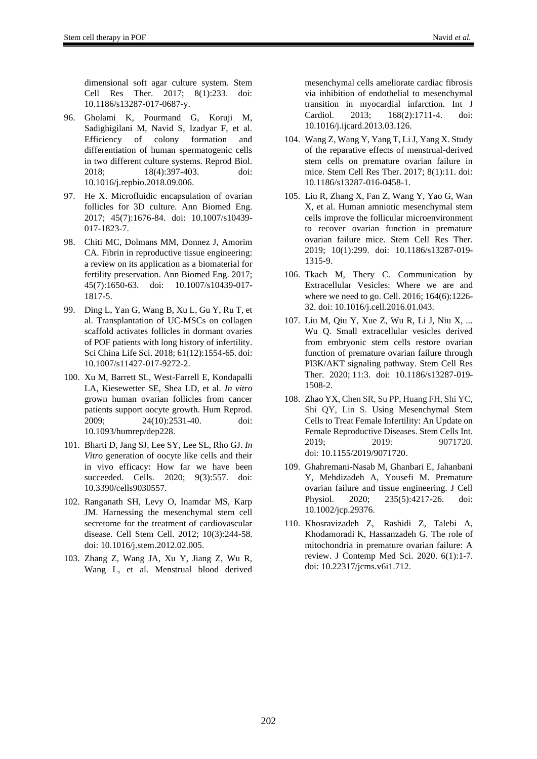dimensional soft agar culture system. Stem Cell Res Ther. 2017; 8(1):233. doi: 10.1186/s13287-017-0687-y.

96. Gholami K, Pourmand G, Koruji M, Sadighigilani M, Navid S, Izadyar F, et al. Efficiency of colony formation and differentiation of human spermatogenic cells in two different culture systems. Reprod Biol. 2018; 18(4):397-403. doi: 10.1016/j.repbio.2018.09.006.

97. He X. Microfluidic encapsulation of ovarian follicles for 3D culture. Ann Biomed Eng. 2017; 45(7):1676-84. doi: 10.1007/s10439-017-1823-7.

98. Chiti MC, Dolmans MM, Donnez J, Amorim CA. Fibrin in reproductive tissue engineering: a review on its application as a biomaterial for fertility preservation. Ann Biomed Eng. 2017; 45(7):1650-63. doi: 10.1007/s10439-017-1817-5.

99. Ding L, Yan G, Wang B, Xu L, Gu Y, Ru T, et al. Transplantation of UC-MSCs on collagen scaffold activates follicles in dormant ovaries of POF patients with long history of infertility. Sci China Life Sci. 2018; 61(12):1554-65. doi: 10.1007/s11427-017-9272-2.

100. Xu M, Barrett SL, West-Farrell E, Kondapalli LA, Kiesewetter SE, Shea LD, et al. *In vitro* grown human ovarian follicles from cancer patients support oocyte growth. Hum Reprod. 2009; 24(10):2531-40. doi: 10.1093/humrep/dep228.

101. Bharti D, Jang SJ, Lee SY, Lee SL, Rho GJ. *In Vitro* generation of oocyte like cells and their in vivo efficacy: How far we have been succeeded. Cells. 2020; 9(3):557. doi: 10.3390/cells9030557.

102. Ranganath SH, Levy O, Inamdar MS, Karp JM. Harnessing the mesenchymal stem cell secretome for the treatment of cardiovascular disease. Cell Stem Cell. 2012; 10(3):244-58. doi: 10.1016/j.stem.2012.02.005.

103. Zhang Z, Wang JA, Xu Y, Jiang Z, Wu R, Wang L, et al. Menstrual blood derived mesenchymal cells ameliorate cardiac fibrosis via inhibition of endothelial to mesenchymal transition in myocardial infarction. Int J Cardiol. 2013; 168(2):1711-4. doi: 10.1016/j.ijcard.2013.03.126.

104. Wang Z, Wang Y, Yang T, Li J, Yang X. Study of the reparative effects of menstrual-derived stem cells on premature ovarian failure in mice. Stem Cell Res Ther. 2017; 8(1):11. doi: 10.1186/s13287-016-0458-1.

105. Liu R, Zhang X, Fan Z, Wang Y, Yao G, Wan X, et al. Human amniotic mesenchymal stem cells improve the follicular microenvironment to recover ovarian function in premature ovarian failure mice. Stem Cell Res Ther. 2019; 10(1):299. doi: 10.1186/s13287-019-1315-9.

106. Tkach M, Thery C. Communication by Extracellular Vesicles: Where we are and where we need to go. Cell. 2016; 164(6):1226-32. doi: 10.1016/j.cell.2016.01.043.

107. Liu M, Qiu Y, Xue Z, Wu R, Li J, Niu X, ... Wu Q. Small extracellular vesicles derived from embryonic stem cells restore ovarian function of premature ovarian failure through PI3K/AKT signaling pathway. Stem Cell Res Ther. 2020; 11:3. doi: 10.1186/s13287-019-1508-2.

108. Zhao YX, Chen SR, Su PP, Huang FH, Shi YC, Shi QY, Lin S. Using Mesenchymal Stem Cells to Treat Female Infertility: An Update on Female Reproductive Diseases. Stem Cells Int. 2019; 2019: 9071720. doi: 10.1155/2019/9071720.

109. Ghahremani-Nasab M, Ghanbari E, Jahanbani Y, Mehdizadeh A, Yousefi M. Premature ovarian failure and tissue engineering. J Cell Physiol. 2020; 235(5):4217-26. doi: 10.1002/jcp.29376.

110. Khosravizadeh Z, Rashidi Z, Talebi A, Khodamoradi K, Hassanzadeh G. The role of mitochondria in premature ovarian failure: A review. J Contemp Med Sci. 2020. 6(1):1-7. doi: 10.22317/jcms.v6i1.712.